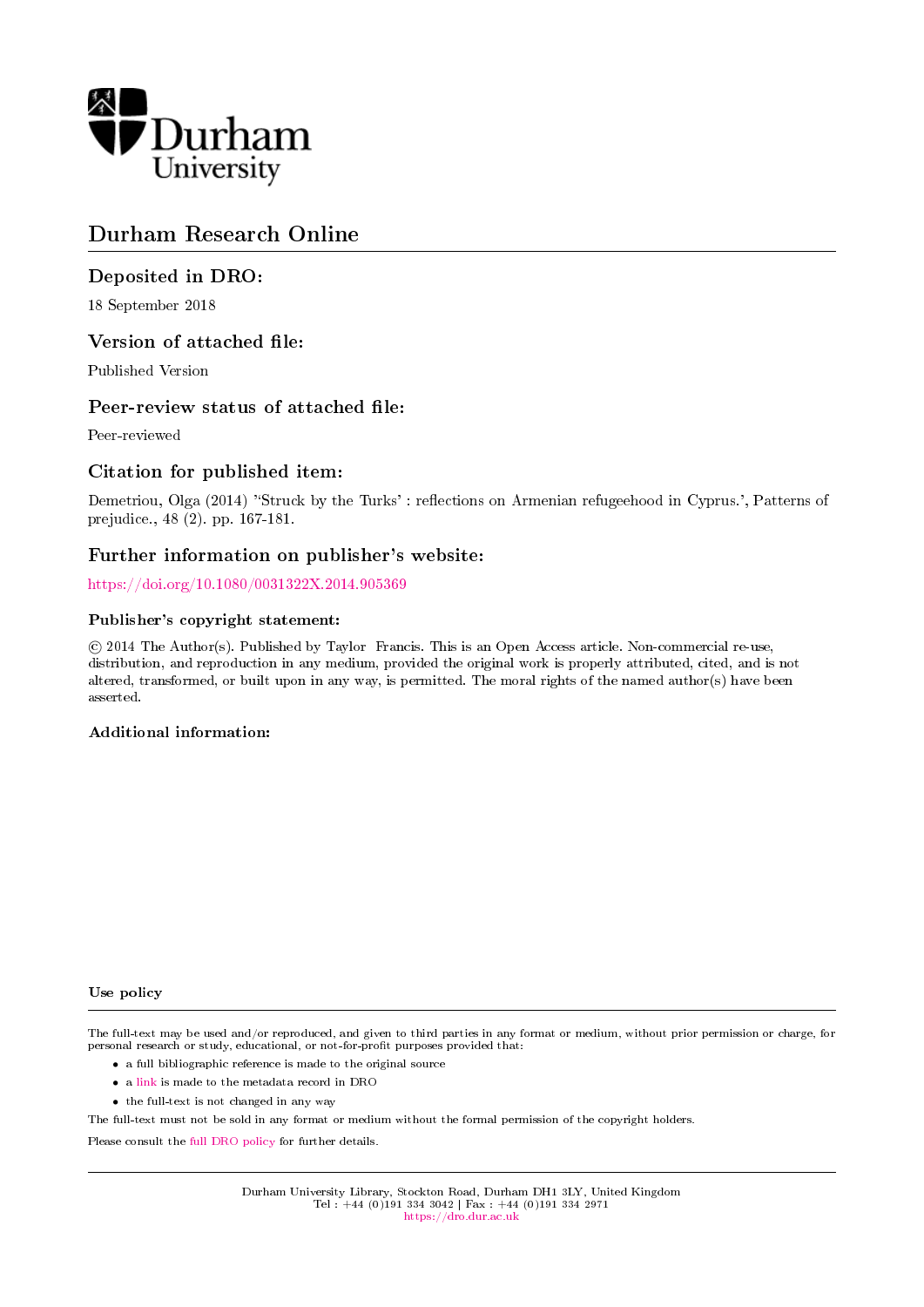Durham University

# Durham Research Online

## Deposited in DRO:

18 September 2018

## Version of attached file:

Published Version

## Peer-review status of attached file:

Peer-reviewed

## Citation for published item:

Demetriou, Olga (2014) ''Struck by the Turks' : reflections on Armenian refugeehood in Cyprus.', Patterns of prejudice., 48 (2). pp. 167-181.

## Further information on publisher's website:

https://doi.org/10.1080/0031322X.2014.905369

### Publisher's copyright statement:

© 2014 The Author(s). Published by Taylor Francis. This is an Open Access article. Non-commercial re-use, distribution, and reproduction in any medium, provided the original work is properly attributed, cited, and is not altered, transformed, or built upon in any way, is permitted. The moral rights of the named author(s) have been asserted.

### Additional information:

### Use policy

The full-text may be used and/or reproduced, and given to third parties in any format or medium, without prior permission or charge, for personal research or study, educational, or not-for-profit purposes provided that:

- a full bibliographic reference is made to the original source
- a link is made to the metadata record in DRO
- the full-text is not changed in any way

The full-text must not be sold in any format or medium without the formal permission of the copyright holders.

Please consult the full DRO policy for further details.

Durham University Library, Stockton Road, Durham DH1 3LY, United Kingdom
Tel : +44 (0)191 334 3042 | Fax : +44 (0)191 334 2971
https://dro.dur.ac.uk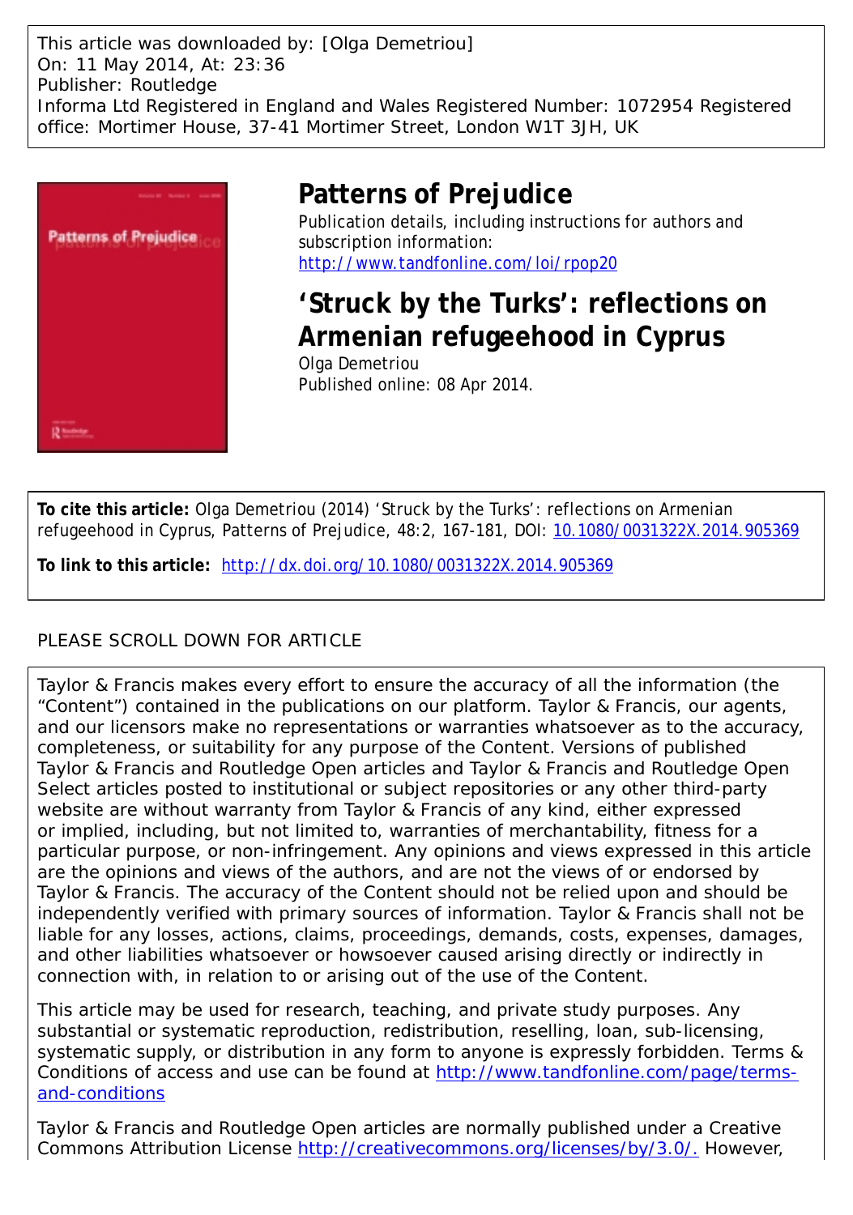This article was downloaded by: [Olga Demetriou]
On: 11 May 2014, At: 23:36
Publisher: Routledge
Informa Ltd Registered in England and Wales Registered Number: 1072954 Registered office: Mortimer House, 37-41 Mortimer Street, London W1T 3JH, UK

# Patterns of Prejudice

Publication details, including instructions for authors and subscription information:
http://www.tandfonline.com/loi/rpop20

## 'Struck by the Turks': reflections on Armenian refugeehood in Cyprus

Olga Demetriou
Published online: 08 Apr 2014.

**To cite this article:** Olga Demetriou (2014) 'Struck by the Turks': reflections on Armenian refugeehood in Cyprus, Patterns of Prejudice, 48:2, 167-181, DOI: 10.1080/0031322X.2014.905369

**To link to this article:** http://dx.doi.org/10.1080/0031322X.2014.905369

PLEASE SCROLL DOWN FOR ARTICLE

Taylor & Francis makes every effort to ensure the accuracy of all the information (the "Content") contained in the publications on our platform. Taylor & Francis, our agents, and our licensors make no representations or warranties whatsoever as to the accuracy, completeness, or suitability for any purpose of the Content. Versions of published Taylor & Francis and Routledge Open articles and Taylor & Francis and Routledge Open Select articles posted to institutional or subject repositories or any other third-party website are without warranty from Taylor & Francis of any kind, either expressed or implied, including, but not limited to, warranties of merchantability, fitness for a particular purpose, or non-infringement. Any opinions and views expressed in this article are the opinions and views of the authors, and are not the views of or endorsed by Taylor & Francis. The accuracy of the Content should not be relied upon and should be independently verified with primary sources of information. Taylor & Francis shall not be liable for any losses, actions, claims, proceedings, demands, costs, expenses, damages, and other liabilities whatsoever or howsoever caused arising directly or indirectly in connection with, in relation to or arising out of the use of the Content.

This article may be used for research, teaching, and private study purposes. Any substantial or systematic reproduction, redistribution, reselling, loan, sub-licensing, systematic supply, or distribution in any form to anyone is expressly forbidden. Terms & Conditions of access and use can be found at http://www.tandfonline.com/page/terms-and-conditions

Taylor & Francis and Routledge Open articles are normally published under a Creative Commons Attribution License http://creativecommons.org/licenses/by/3.0/. However,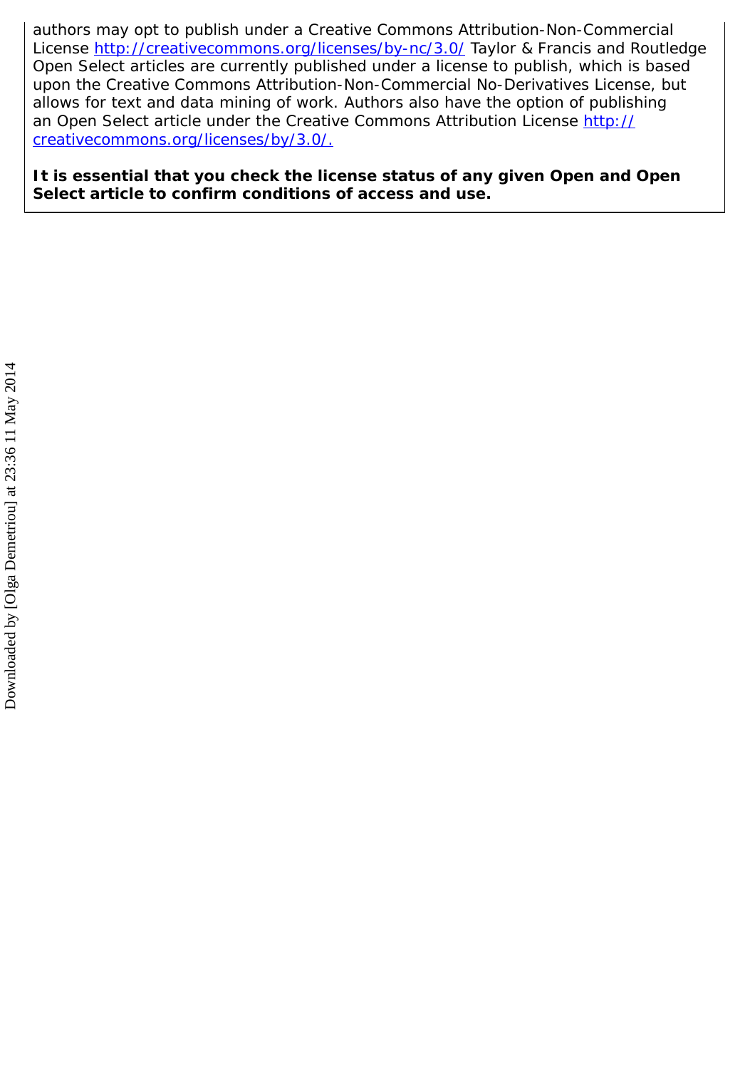authors may opt to publish under a Creative Commons Attribution-Non-Commercial License http://creativecommons.org/licenses/by-nc/3.0/ Taylor & Francis and Routledge Open Select articles are currently published under a license to publish, which is based upon the Creative Commons Attribution-Non-Commercial No-Derivatives License, but allows for text and data mining of work. Authors also have the option of publishing an Open Select article under the Creative Commons Attribution License http://creativecommons.org/licenses/by/3.0/.

**It is essential that you check the license status of any given Open and Open Select article to confirm conditions of access and use.**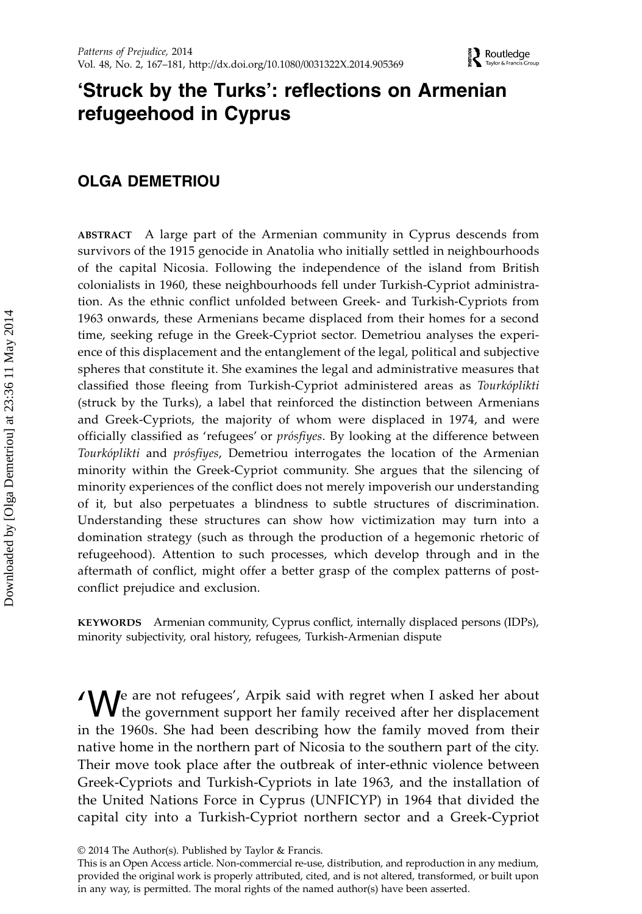# 'Struck by the Turks': reflections on Armenian refugeehood in Cyprus

## OLGA DEMETRIOU

**ABSTRACT** A large part of the Armenian community in Cyprus descends from survivors of the 1915 genocide in Anatolia who initially settled in neighbourhoods of the capital Nicosia. Following the independence of the island from British colonialists in 1960, these neighbourhoods fell under Turkish-Cypriot administration. As the ethnic conflict unfolded between Greek- and Turkish-Cypriots from 1963 onwards, these Armenians became displaced from their homes for a second time, seeking refuge in the Greek-Cypriot sector. Demetriou analyses the experience of this displacement and the entanglement of the legal, political and subjective spheres that constitute it. She examines the legal and administrative measures that classified those fleeing from Turkish-Cypriot administered areas as *Tourkóplikti* (struck by the Turks), a label that reinforced the distinction between Armenians and Greek-Cypriots, the majority of whom were displaced in 1974, and were officially classified as 'refugees' or *prósfiyes*. By looking at the difference between *Tourkóplikti* and *prósfiyes*, Demetriou interrogates the location of the Armenian minority within the Greek-Cypriot community. She argues that the silencing of minority experiences of the conflict does not merely impoverish our understanding of it, but also perpetuates a blindness to subtle structures of discrimination. Understanding these structures can show how victimization may turn into a domination strategy (such as through the production of a hegemonic rhetoric of refugeehood). Attention to such processes, which develop through and in the aftermath of conflict, might offer a better grasp of the complex patterns of post-conflict prejudice and exclusion.

**KEYWORDS** Armenian community, Cyprus conflict, internally displaced persons (IDPs), minority subjectivity, oral history, refugees, Turkish-Armenian dispute

'We are not refugees', Arpik said with regret when I asked her about the government support her family received after her displacement in the 1960s. She had been describing how the family moved from their native home in the northern part of Nicosia to the southern part of the city. Their move took place after the outbreak of inter-ethnic violence between Greek-Cypriots and Turkish-Cypriots in late 1963, and the installation of the United Nations Force in Cyprus (UNFICYP) in 1964 that divided the capital city into a Turkish-Cypriot northern sector and a Greek-Cypriot

© 2014 The Author(s). Published by Taylor & Francis.
This is an Open Access article. Non-commercial re-use, distribution, and reproduction in any medium, provided the original work is properly attributed, cited, and is not altered, transformed, or built upon in any way, is permitted. The moral rights of the named author(s) have been asserted.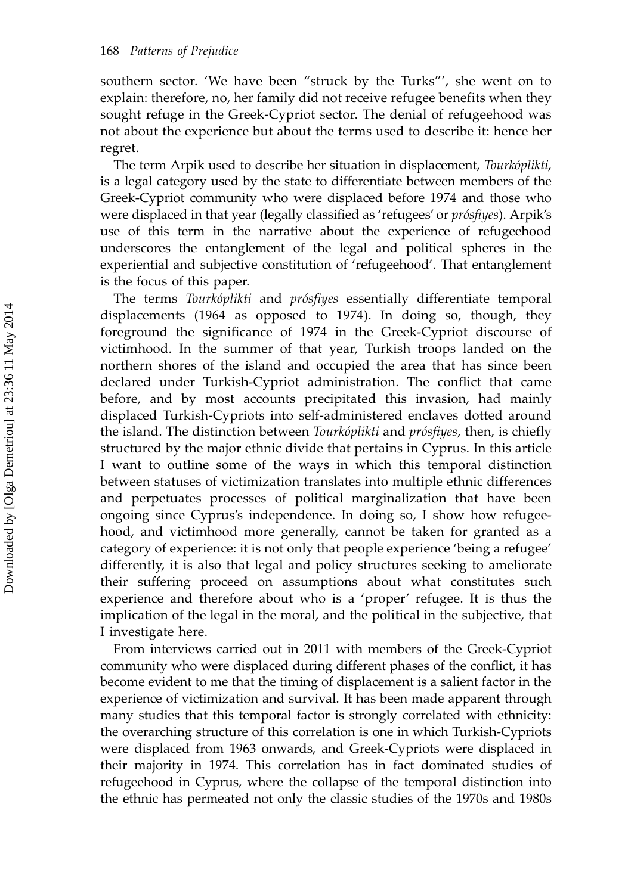southern sector. 'We have been "struck by the Turks"', she went on to explain: therefore, no, her family did not receive refugee benefits when they sought refuge in the Greek-Cypriot sector. The denial of refugeehood was not about the experience but about the terms used to describe it: hence her regret.

The term Arpik used to describe her situation in displacement, *Tourkóplikti*, is a legal category used by the state to differentiate between members of the Greek-Cypriot community who were displaced before 1974 and those who were displaced in that year (legally classified as 'refugees' or *prósfiyes*). Arpik's use of this term in the narrative about the experience of refugeehood underscores the entanglement of the legal and political spheres in the experiential and subjective constitution of 'refugeehood'. That entanglement is the focus of this paper.

The terms *Tourkóplikti* and *prósfiyes* essentially differentiate temporal displacements (1964 as opposed to 1974). In doing so, though, they foreground the significance of 1974 in the Greek-Cypriot discourse of victimhood. In the summer of that year, Turkish troops landed on the northern shores of the island and occupied the area that has since been declared under Turkish-Cypriot administration. The conflict that came before, and by most accounts precipitated this invasion, had mainly displaced Turkish-Cypriots into self-administered enclaves dotted around the island. The distinction between *Tourkóplikti* and *prósfiyes*, then, is chiefly structured by the major ethnic divide that pertains in Cyprus. In this article I want to outline some of the ways in which this temporal distinction between statuses of victimization translates into multiple ethnic differences and perpetuates processes of political marginalization that have been ongoing since Cyprus's independence. In doing so, I show how refugeehood, and victimhood more generally, cannot be taken for granted as a category of experience: it is not only that people experience 'being a refugee' differently, it is also that legal and policy structures seeking to ameliorate their suffering proceed on assumptions about what constitutes such experience and therefore about who is a 'proper' refugee. It is thus the implication of the legal in the moral, and the political in the subjective, that I investigate here.

From interviews carried out in 2011 with members of the Greek-Cypriot community who were displaced during different phases of the conflict, it has become evident to me that the timing of displacement is a salient factor in the experience of victimization and survival. It has been made apparent through many studies that this temporal factor is strongly correlated with ethnicity: the overarching structure of this correlation is one in which Turkish-Cypriots were displaced from 1963 onwards, and Greek-Cypriots were displaced in their majority in 1974. This correlation has in fact dominated studies of refugeehood in Cyprus, where the collapse of the temporal distinction into the ethnic has permeated not only the classic studies of the 1970s and 1980s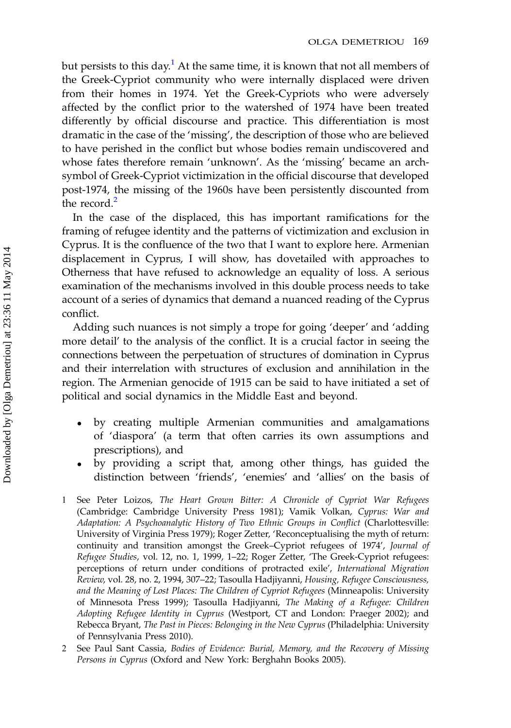but persists to this day.[1] At the same time, it is known that not all members of the Greek-Cypriot community who were internally displaced were driven from their homes in 1974. Yet the Greek-Cypriots who were adversely affected by the conflict prior to the watershed of 1974 have been treated differently by official discourse and practice. This differentiation is most dramatic in the case of the 'missing', the description of those who are believed to have perished in the conflict but whose bodies remain undiscovered and whose fates therefore remain 'unknown'. As the 'missing' became an arch-symbol of Greek-Cypriot victimization in the official discourse that developed post-1974, the missing of the 1960s have been persistently discounted from the record.[2]

In the case of the displaced, this has important ramifications for the framing of refugee identity and the patterns of victimization and exclusion in Cyprus. It is the confluence of the two that I want to explore here. Armenian displacement in Cyprus, I will show, has dovetailed with approaches to Otherness that have refused to acknowledge an equality of loss. A serious examination of the mechanisms involved in this double process needs to take account of a series of dynamics that demand a nuanced reading of the Cyprus conflict.

Adding such nuances is not simply a trope for going 'deeper' and 'adding more detail' to the analysis of the conflict. It is a crucial factor in seeing the connections between the perpetuation of structures of domination in Cyprus and their interrelation with structures of exclusion and annihilation in the region. The Armenian genocide of 1915 can be said to have initiated a set of political and social dynamics in the Middle East and beyond.

- by creating multiple Armenian communities and amalgamations of 'diaspora' (a term that often carries its own assumptions and prescriptions), and
- by providing a script that, among other things, has guided the distinction between 'friends', 'enemies' and 'allies' on the basis of

1 See Peter Loizos, *The Heart Grown Bitter: A Chronicle of Cypriot War Refugees* (Cambridge: Cambridge University Press 1981); Vamik Volkan, *Cyprus: War and Adaptation: A Psychoanalytic History of Two Ethnic Groups in Conflict* (Charlottesville: University of Virginia Press 1979); Roger Zetter, 'Reconceptualising the myth of return: continuity and transition amongst the Greek–Cypriot refugees of 1974', *Journal of Refugee Studies*, vol. 12, no. 1, 1999, 1–22; Roger Zetter, 'The Greek-Cypriot refugees: perceptions of return under conditions of protracted exile', *International Migration Review*, vol. 28, no. 2, 1994, 307–22; Tasoulla Hadjiyanni, *Housing, Refugee Consciousness, and the Meaning of Lost Places: The Children of Cypriot Refugees* (Minneapolis: University of Minnesota Press 1999); Tasoulla Hadjiyanni, *The Making of a Refugee: Children Adopting Refugee Identity in Cyprus* (Westport, CT and London: Praeger 2002); and Rebecca Bryant, *The Past in Pieces: Belonging in the New Cyprus* (Philadelphia: University of Pennsylvania Press 2010).

2 See Paul Sant Cassia, *Bodies of Evidence: Burial, Memory, and the Recovery of Missing Persons in Cyprus* (Oxford and New York: Berghahn Books 2005).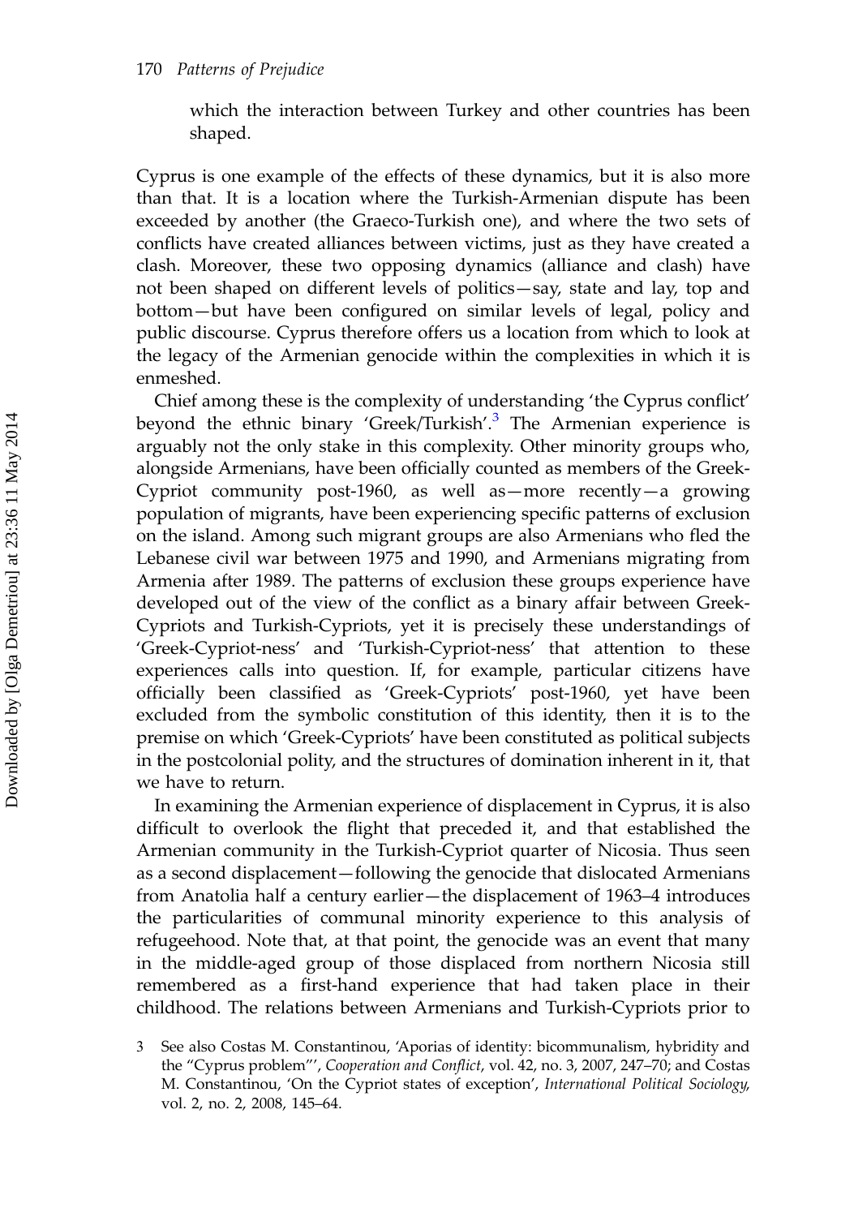which the interaction between Turkey and other countries has been shaped.

Cyprus is one example of the effects of these dynamics, but it is also more than that. It is a location where the Turkish-Armenian dispute has been exceeded by another (the Graeco-Turkish one), and where the two sets of conflicts have created alliances between victims, just as they have created a clash. Moreover, these two opposing dynamics (alliance and clash) have not been shaped on different levels of politics—say, state and lay, top and bottom—but have been configured on similar levels of legal, policy and public discourse. Cyprus therefore offers us a location from which to look at the legacy of the Armenian genocide within the complexities in which it is enmeshed.

Chief among these is the complexity of understanding 'the Cyprus conflict' beyond the ethnic binary 'Greek/Turkish'.[3] The Armenian experience is arguably not the only stake in this complexity. Other minority groups who, alongside Armenians, have been officially counted as members of the Greek-Cypriot community post-1960, as well as—more recently—a growing population of migrants, have been experiencing specific patterns of exclusion on the island. Among such migrant groups are also Armenians who fled the Lebanese civil war between 1975 and 1990, and Armenians migrating from Armenia after 1989. The patterns of exclusion these groups experience have developed out of the view of the conflict as a binary affair between Greek-Cypriots and Turkish-Cypriots, yet it is precisely these understandings of 'Greek-Cypriot-ness' and 'Turkish-Cypriot-ness' that attention to these experiences calls into question. If, for example, particular citizens have officially been classified as 'Greek-Cypriots' post-1960, yet have been excluded from the symbolic constitution of this identity, then it is to the premise on which 'Greek-Cypriots' have been constituted as political subjects in the postcolonial polity, and the structures of domination inherent in it, that we have to return.

In examining the Armenian experience of displacement in Cyprus, it is also difficult to overlook the flight that preceded it, and that established the Armenian community in the Turkish-Cypriot quarter of Nicosia. Thus seen as a second displacement—following the genocide that dislocated Armenians from Anatolia half a century earlier—the displacement of 1963–4 introduces the particularities of communal minority experience to this analysis of refugeehood. Note that, at that point, the genocide was an event that many in the middle-aged group of those displaced from northern Nicosia still remembered as a first-hand experience that had taken place in their childhood. The relations between Armenians and Turkish-Cypriots prior to

3 See also Costas M. Constantinou, 'Aporias of identity: bicommunalism, hybridity and the "Cyprus problem"', *Cooperation and Conflict*, vol. 42, no. 3, 2007, 247–70; and Costas M. Constantinou, 'On the Cypriot states of exception', *International Political Sociology*, vol. 2, no. 2, 2008, 145–64.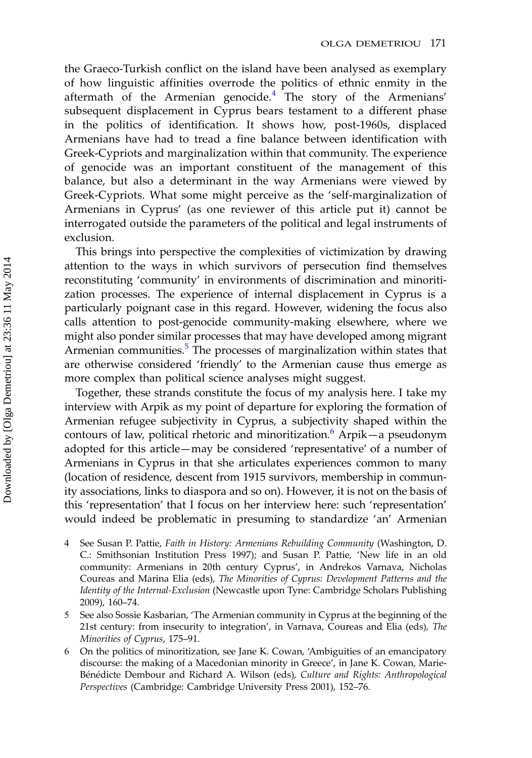the Graeco-Turkish conflict on the island have been analysed as exemplary of how linguistic affinities overrode the politics of ethnic enmity in the aftermath of the Armenian genocide.[4] The story of the Armenians' subsequent displacement in Cyprus bears testament to a different phase in the politics of identification. It shows how, post-1960s, displaced Armenians have had to tread a fine balance between identification with Greek-Cypriots and marginalization within that community. The experience of genocide was an important constituent of the management of this balance, but also a determinant in the way Armenians were viewed by Greek-Cypriots. What some might perceive as the 'self-marginalization of Armenians in Cyprus' (as one reviewer of this article put it) cannot be interrogated outside the parameters of the political and legal instruments of exclusion.

This brings into perspective the complexities of victimization by drawing attention to the ways in which survivors of persecution find themselves reconstituting 'community' in environments of discrimination and minoritization processes. The experience of internal displacement in Cyprus is a particularly poignant case in this regard. However, widening the focus also calls attention to post-genocide community-making elsewhere, where we might also ponder similar processes that may have developed among migrant Armenian communities.[5] The processes of marginalization within states that are otherwise considered 'friendly' to the Armenian cause thus emerge as more complex than political science analyses might suggest.

Together, these strands constitute the focus of my analysis here. I take my interview with Arpik as my point of departure for exploring the formation of Armenian refugee subjectivity in Cyprus, a subjectivity shaped within the contours of law, political rhetoric and minoritization.[6] Arpik—a pseudonym adopted for this article—may be considered 'representative' of a number of Armenians in Cyprus in that she articulates experiences common to many (location of residence, descent from 1915 survivors, membership in community associations, links to diaspora and so on). However, it is not on the basis of this 'representation' that I focus on her interview here: such 'representation' would indeed be problematic in presuming to standardize 'an' Armenian

4 See Susan P. Pattie, *Faith in History: Armenians Rebuilding Community* (Washington, D. C.: Smithsonian Institution Press 1997); and Susan P. Pattie, 'New life in an old community: Armenians in 20th century Cyprus', in Andrekos Varnava, Nicholas Coureas and Marina Elia (eds), *The Minorities of Cyprus: Development Patterns and the Identity of the Internal-Exclusion* (Newcastle upon Tyne: Cambridge Scholars Publishing 2009), 160–74.

5 See also Sossie Kasbarian, 'The Armenian community in Cyprus at the beginning of the 21st century: from insecurity to integration', in Varnava, Coureas and Elia (eds), *The Minorities of Cyprus*, 175–91.

6 On the politics of minoritization, see Jane K. Cowan, 'Ambiguities of an emancipatory discourse: the making of a Macedonian minority in Greece', in Jane K. Cowan, Marie-Bénédicte Dembour and Richard A. Wilson (eds), *Culture and Rights: Anthropological Perspectives* (Cambridge: Cambridge University Press 2001), 152–76.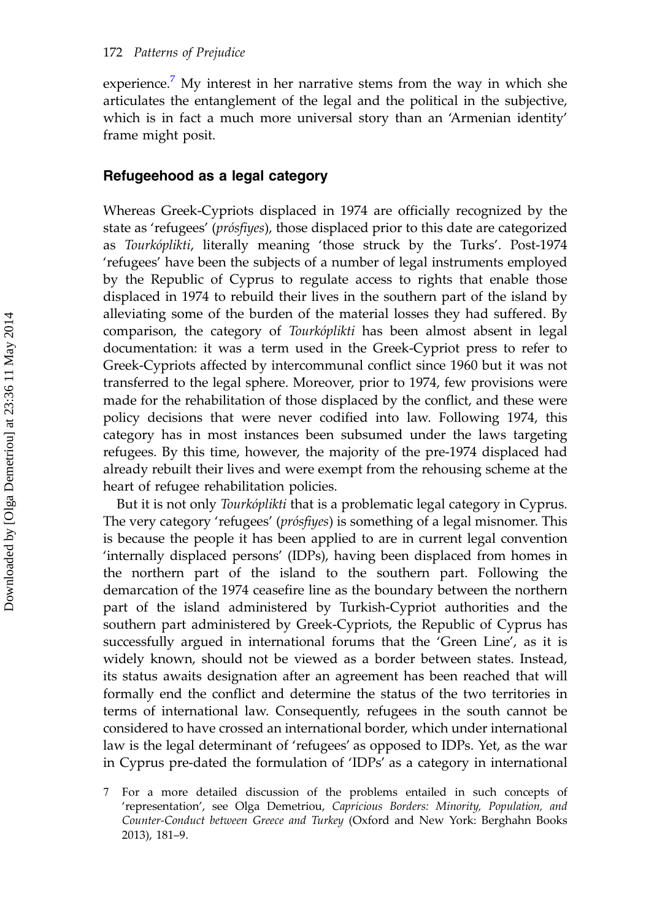experience.[7] My interest in her narrative stems from the way in which she articulates the entanglement of the legal and the political in the subjective, which is in fact a much more universal story than an 'Armenian identity' frame might posit.

## Refugeehood as a legal category

Whereas Greek-Cypriots displaced in 1974 are officially recognized by the state as 'refugees' (*prósfiyes*), those displaced prior to this date are categorized as *Tourkóplikti*, literally meaning 'those struck by the Turks'. Post-1974 'refugees' have been the subjects of a number of legal instruments employed by the Republic of Cyprus to regulate access to rights that enable those displaced in 1974 to rebuild their lives in the southern part of the island by alleviating some of the burden of the material losses they had suffered. By comparison, the category of *Tourkóplikti* has been almost absent in legal documentation: it was a term used in the Greek-Cypriot press to refer to Greek-Cypriots affected by intercommunal conflict since 1960 but it was not transferred to the legal sphere. Moreover, prior to 1974, few provisions were made for the rehabilitation of those displaced by the conflict, and these were policy decisions that were never codified into law. Following 1974, this category has in most instances been subsumed under the laws targeting refugees. By this time, however, the majority of the pre-1974 displaced had already rebuilt their lives and were exempt from the rehousing scheme at the heart of refugee rehabilitation policies.

But it is not only *Tourkóplikti* that is a problematic legal category in Cyprus. The very category 'refugees' (*prósfiyes*) is something of a legal misnomer. This is because the people it has been applied to are in current legal convention 'internally displaced persons' (IDPs), having been displaced from homes in the northern part of the island to the southern part. Following the demarcation of the 1974 ceasefire line as the boundary between the northern part of the island administered by Turkish-Cypriot authorities and the southern part administered by Greek-Cypriots, the Republic of Cyprus has successfully argued in international forums that the 'Green Line', as it is widely known, should not be viewed as a border between states. Instead, its status awaits designation after an agreement has been reached that will formally end the conflict and determine the status of the two territories in terms of international law. Consequently, refugees in the south cannot be considered to have crossed an international border, which under international law is the legal determinant of 'refugees' as opposed to IDPs. Yet, as the war in Cyprus pre-dated the formulation of 'IDPs' as a category in international

7 For a more detailed discussion of the problems entailed in such concepts of 'representation', see Olga Demetriou, *Capricious Borders: Minority, Population, and Counter-Conduct between Greece and Turkey* (Oxford and New York: Berghahn Books 2013), 181–9.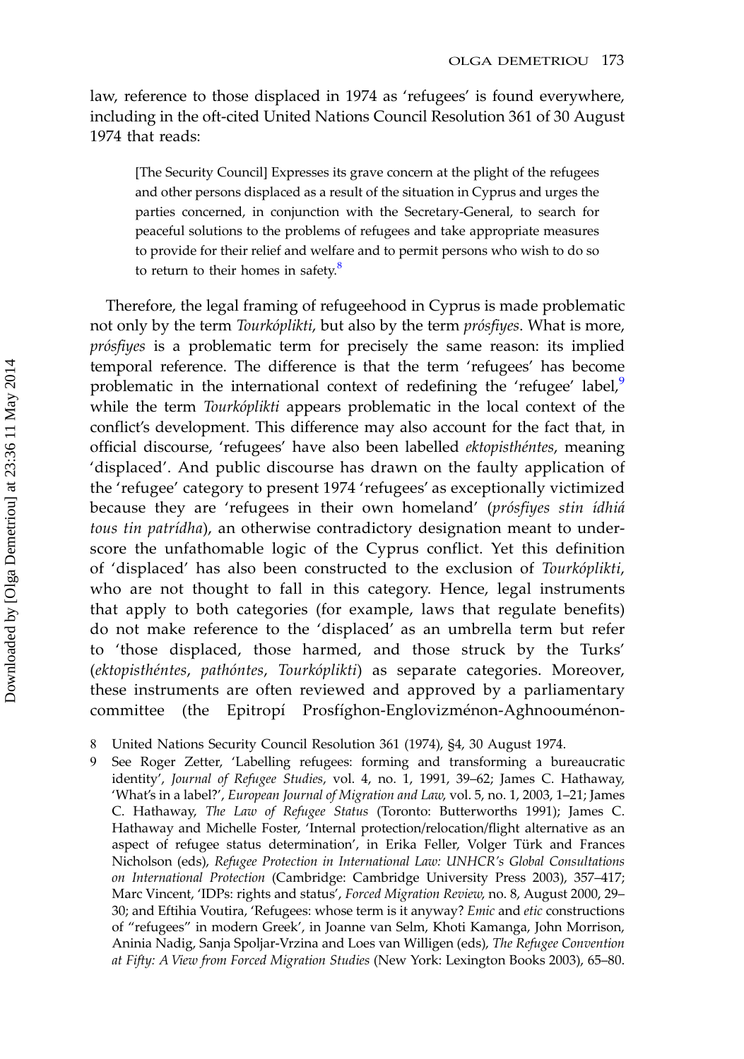law, reference to those displaced in 1974 as 'refugees' is found everywhere, including in the oft-cited United Nations Council Resolution 361 of 30 August 1974 that reads:

> [The Security Council] Expresses its grave concern at the plight of the refugees and other persons displaced as a result of the situation in Cyprus and urges the parties concerned, in conjunction with the Secretary-General, to search for peaceful solutions to the problems of refugees and take appropriate measures to provide for their relief and welfare and to permit persons who wish to do so to return to their homes in safety.[8]

Therefore, the legal framing of refugeehood in Cyprus is made problematic not only by the term *Tourkóplikti*, but also by the term *prósfiyes*. What is more, *prósfiyes* is a problematic term for precisely the same reason: its implied temporal reference. The difference is that the term 'refugees' has become problematic in the international context of redefining the 'refugee' label,[9] while the term *Tourkóplikti* appears problematic in the local context of the conflict's development. This difference may also account for the fact that, in official discourse, 'refugees' have also been labelled *ektopisthéntes*, meaning 'displaced'. And public discourse has drawn on the faulty application of the 'refugee' category to present 1974 'refugees' as exceptionally victimized because they are 'refugees in their own homeland' (*prósfiyes stin ídhiá tous tin patrídha*), an otherwise contradictory designation meant to underscore the unfathomable logic of the Cyprus conflict. Yet this definition of 'displaced' has also been constructed to the exclusion of *Tourkóplikti*, who are not thought to fall in this category. Hence, legal instruments that apply to both categories (for example, laws that regulate benefits) do not make reference to the 'displaced' as an umbrella term but refer to 'those displaced, those harmed, and those struck by the Turks' (*ektopisthéntes*, *pathóntes*, *Tourkóplikti*) as separate categories. Moreover, these instruments are often reviewed and approved by a parliamentary committee (the Epitropí Prosfíghon-Englovizménon-Aghnooouménon-

8 United Nations Security Council Resolution 361 (1974), §4, 30 August 1974.

9 See Roger Zetter, 'Labelling refugees: forming and transforming a bureaucratic identity', *Journal of Refugee Studies*, vol. 4, no. 1, 1991, 39–62; James C. Hathaway, 'What's in a label?', *European Journal of Migration and Law*, vol. 5, no. 1, 2003, 1–21; James C. Hathaway, *The Law of Refugee Status* (Toronto: Butterworths 1991); James C. Hathaway and Michelle Foster, 'Internal protection/relocation/flight alternative as an aspect of refugee status determination', in Erika Feller, Volger Türk and Frances Nicholson (eds), *Refugee Protection in International Law: UNHCR's Global Consultations on International Protection* (Cambridge: Cambridge University Press 2003), 357–417; Marc Vincent, 'IDPs: rights and status', *Forced Migration Review*, no. 8, August 2000, 29–30; and Eftihia Voutira, 'Refugees: whose term is it anyway? *Emic* and *etic* constructions of "refugees" in modern Greek', in Joanne van Selm, Khoti Kamanga, John Morrison, Aninia Nadig, Sanja Spoljar-Vrzina and Loes van Willigen (eds), *The Refugee Convention at Fifty: A View from Forced Migration Studies* (New York: Lexington Books 2003), 65–80.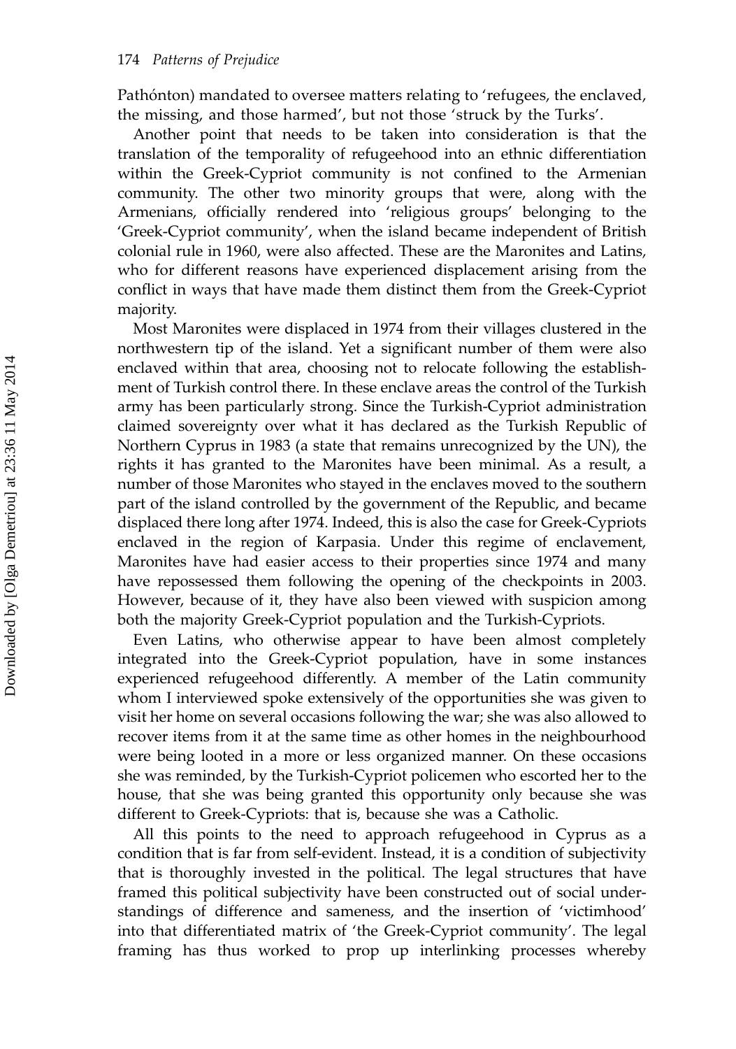Pathónton) mandated to oversee matters relating to 'refugees, the enclaved, the missing, and those harmed', but not those 'struck by the Turks'.

Another point that needs to be taken into consideration is that the translation of the temporality of refugeehood into an ethnic differentiation within the Greek-Cypriot community is not confined to the Armenian community. The other two minority groups that were, along with the Armenians, officially rendered into 'religious groups' belonging to the 'Greek-Cypriot community', when the island became independent of British colonial rule in 1960, were also affected. These are the Maronites and Latins, who for different reasons have experienced displacement arising from the conflict in ways that have made them distinct them from the Greek-Cypriot majority.

Most Maronites were displaced in 1974 from their villages clustered in the northwestern tip of the island. Yet a significant number of them were also enclaved within that area, choosing not to relocate following the establishment of Turkish control there. In these enclave areas the control of the Turkish army has been particularly strong. Since the Turkish-Cypriot administration claimed sovereignty over what it has declared as the Turkish Republic of Northern Cyprus in 1983 (a state that remains unrecognized by the UN), the rights it has granted to the Maronites have been minimal. As a result, a number of those Maronites who stayed in the enclaves moved to the southern part of the island controlled by the government of the Republic, and became displaced there long after 1974. Indeed, this is also the case for Greek-Cypriots enclaved in the region of Karpasia. Under this regime of enclavement, Maronites have had easier access to their properties since 1974 and many have repossessed them following the opening of the checkpoints in 2003. However, because of it, they have also been viewed with suspicion among both the majority Greek-Cypriot population and the Turkish-Cypriots.

Even Latins, who otherwise appear to have been almost completely integrated into the Greek-Cypriot population, have in some instances experienced refugeehood differently. A member of the Latin community whom I interviewed spoke extensively of the opportunities she was given to visit her home on several occasions following the war; she was also allowed to recover items from it at the same time as other homes in the neighbourhood were being looted in a more or less organized manner. On these occasions she was reminded, by the Turkish-Cypriot policemen who escorted her to the house, that she was being granted this opportunity only because she was different to Greek-Cypriots: that is, because she was a Catholic.

All this points to the need to approach refugeehood in Cyprus as a condition that is far from self-evident. Instead, it is a condition of subjectivity that is thoroughly invested in the political. The legal structures that have framed this political subjectivity have been constructed out of social understandings of difference and sameness, and the insertion of 'victimhood' into that differentiated matrix of 'the Greek-Cypriot community'. The legal framing has thus worked to prop up interlinking processes whereby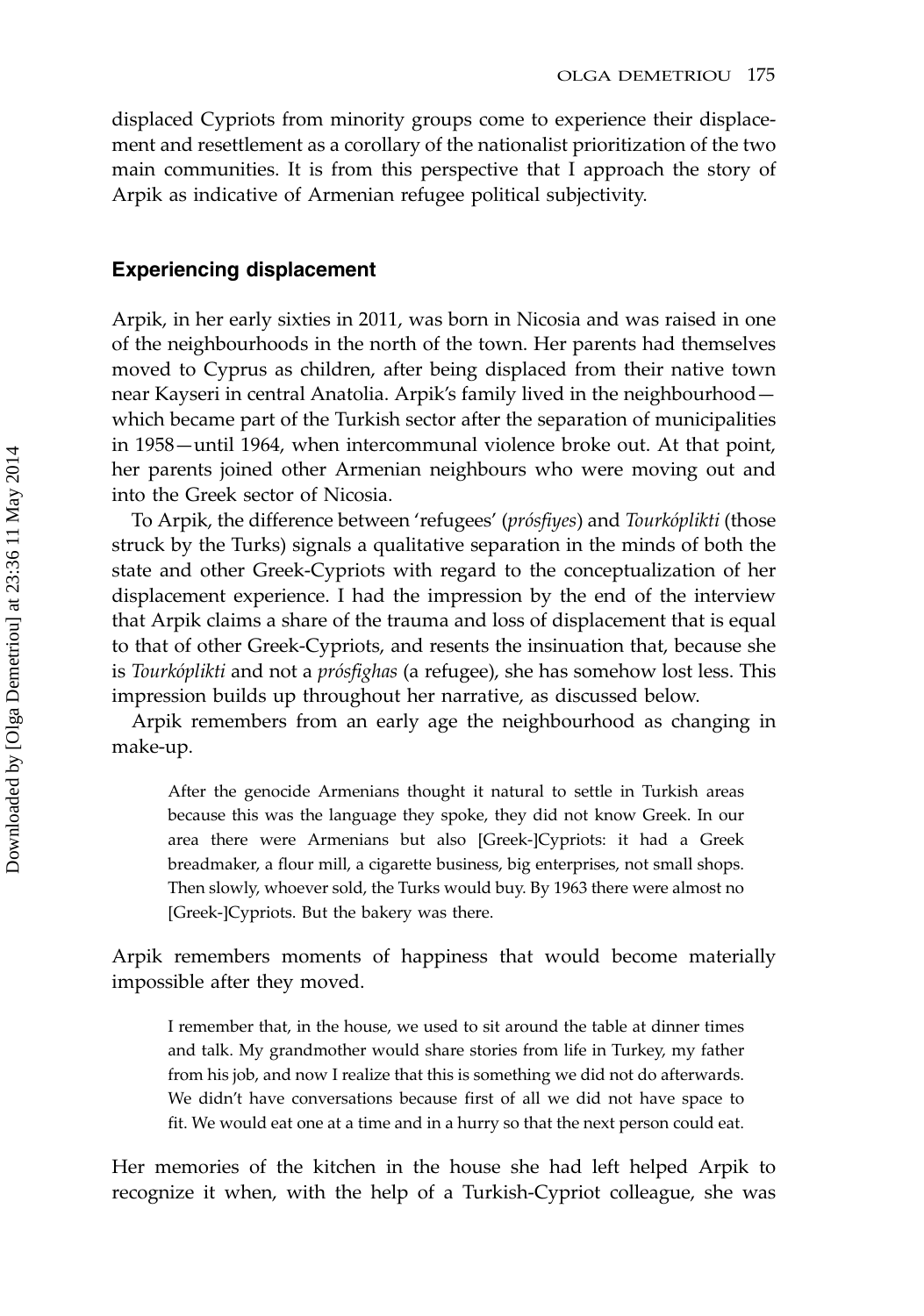displaced Cypriots from minority groups come to experience their displacement and resettlement as a corollary of the nationalist prioritization of the two main communities. It is from this perspective that I approach the story of Arpik as indicative of Armenian refugee political subjectivity.

## Experiencing displacement

Arpik, in her early sixties in 2011, was born in Nicosia and was raised in one of the neighbourhoods in the north of the town. Her parents had themselves moved to Cyprus as children, after being displaced from their native town near Kayseri in central Anatolia. Arpik's family lived in the neighbourhood—which became part of the Turkish sector after the separation of municipalities in 1958—until 1964, when intercommunal violence broke out. At that point, her parents joined other Armenian neighbours who were moving out and into the Greek sector of Nicosia.

To Arpik, the difference between 'refugees' (*prósfiyes*) and *Tourkóplikti* (those struck by the Turks) signals a qualitative separation in the minds of both the state and other Greek-Cypriots with regard to the conceptualization of her displacement experience. I had the impression by the end of the interview that Arpik claims a share of the trauma and loss of displacement that is equal to that of other Greek-Cypriots, and resents the insinuation that, because she is *Tourkóplikti* and not a *prósfighas* (a refugee), she has somehow lost less. This impression builds up throughout her narrative, as discussed below.

Arpik remembers from an early age the neighbourhood as changing in make-up.

> After the genocide Armenians thought it natural to settle in Turkish areas because this was the language they spoke, they did not know Greek. In our area there were Armenians but also [Greek-]Cypriots: it had a Greek breadmaker, a flour mill, a cigarette business, big enterprises, not small shops. Then slowly, whoever sold, the Turks would buy. By 1963 there were almost no [Greek-]Cypriots. But the bakery was there.

Arpik remembers moments of happiness that would become materially impossible after they moved.

> I remember that, in the house, we used to sit around the table at dinner times and talk. My grandmother would share stories from life in Turkey, my father from his job, and now I realize that this is something we did not do afterwards. We didn't have conversations because first of all we did not have space to fit. We would eat one at a time and in a hurry so that the next person could eat.

Her memories of the kitchen in the house she had left helped Arpik to recognize it when, with the help of a Turkish-Cypriot colleague, she was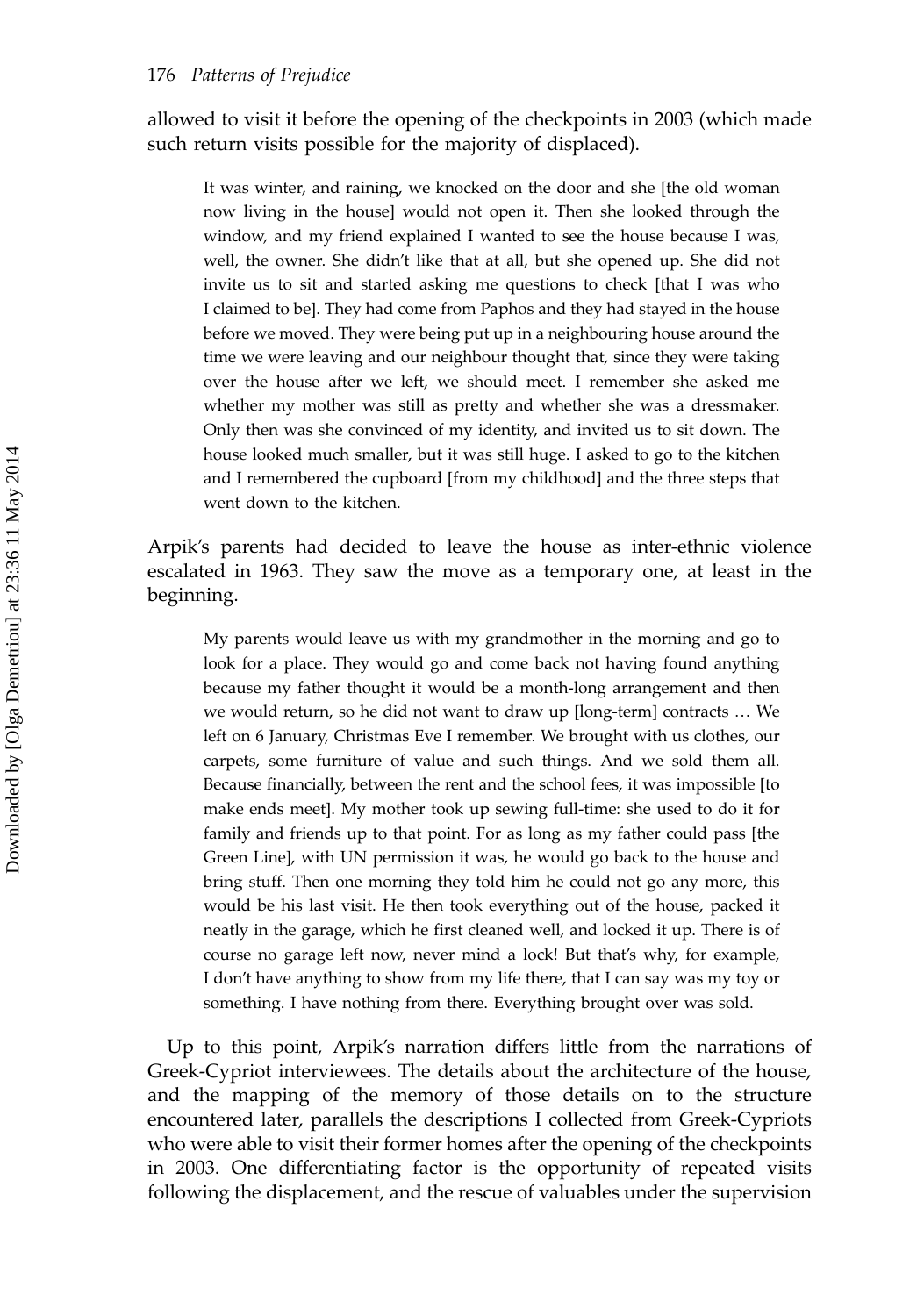allowed to visit it before the opening of the checkpoints in 2003 (which made such return visits possible for the majority of displaced).

> It was winter, and raining, we knocked on the door and she [the old woman now living in the house] would not open it. Then she looked through the window, and my friend explained I wanted to see the house because I was, well, the owner. She didn't like that at all, but she opened up. She did not invite us to sit and started asking me questions to check [that I was who I claimed to be]. They had come from Paphos and they had stayed in the house before we moved. They were being put up in a neighbouring house around the time we were leaving and our neighbour thought that, since they were taking over the house after we left, we should meet. I remember she asked me whether my mother was still as pretty and whether she was a dressmaker. Only then was she convinced of my identity, and invited us to sit down. The house looked much smaller, but it was still huge. I asked to go to the kitchen and I remembered the cupboard [from my childhood] and the three steps that went down to the kitchen.

Arpik's parents had decided to leave the house as inter-ethnic violence escalated in 1963. They saw the move as a temporary one, at least in the beginning.

> My parents would leave us with my grandmother in the morning and go to look for a place. They would go and come back not having found anything because my father thought it would be a month-long arrangement and then we would return, so he did not want to draw up [long-term] contracts … We left on 6 January, Christmas Eve I remember. We brought with us clothes, our carpets, some furniture of value and such things. And we sold them all. Because financially, between the rent and the school fees, it was impossible [to make ends meet]. My mother took up sewing full-time: she used to do it for family and friends up to that point. For as long as my father could pass [the Green Line], with UN permission it was, he would go back to the house and bring stuff. Then one morning they told him he could not go any more, this would be his last visit. He then took everything out of the house, packed it neatly in the garage, which he first cleaned well, and locked it up. There is of course no garage left now, never mind a lock! But that's why, for example, I don't have anything to show from my life there, that I can say was my toy or something. I have nothing from there. Everything brought over was sold.

Up to this point, Arpik's narration differs little from the narrations of Greek-Cypriot interviewees. The details about the architecture of the house, and the mapping of the memory of those details on to the structure encountered later, parallels the descriptions I collected from Greek-Cypriots who were able to visit their former homes after the opening of the checkpoints in 2003. One differentiating factor is the opportunity of repeated visits following the displacement, and the rescue of valuables under the supervision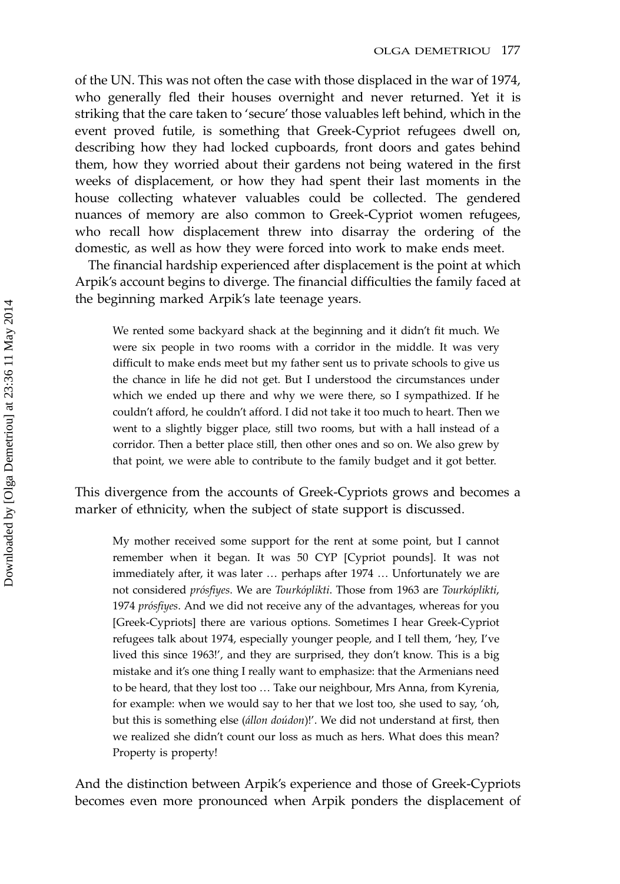of the UN. This was not often the case with those displaced in the war of 1974, who generally fled their houses overnight and never returned. Yet it is striking that the care taken to 'secure' those valuables left behind, which in the event proved futile, is something that Greek-Cypriot refugees dwell on, describing how they had locked cupboards, front doors and gates behind them, how they worried about their gardens not being watered in the first weeks of displacement, or how they had spent their last moments in the house collecting whatever valuables could be collected. The gendered nuances of memory are also common to Greek-Cypriot women refugees, who recall how displacement threw into disarray the ordering of the domestic, as well as how they were forced into work to make ends meet.

The financial hardship experienced after displacement is the point at which Arpik's account begins to diverge. The financial difficulties the family faced at the beginning marked Arpik's late teenage years.

> We rented some backyard shack at the beginning and it didn't fit much. We were six people in two rooms with a corridor in the middle. It was very difficult to make ends meet but my father sent us to private schools to give us the chance in life he did not get. But I understood the circumstances under which we ended up there and why we were there, so I sympathized. If he couldn't afford, he couldn't afford. I did not take it too much to heart. Then we went to a slightly bigger place, still two rooms, but with a hall instead of a corridor. Then a better place still, then other ones and so on. We also grew by that point, we were able to contribute to the family budget and it got better.

This divergence from the accounts of Greek-Cypriots grows and becomes a marker of ethnicity, when the subject of state support is discussed.

> My mother received some support for the rent at some point, but I cannot remember when it began. It was 50 CYP [Cypriot pounds]. It was not immediately after, it was later … perhaps after 1974 … Unfortunately we are not considered *prósfiyes*. We are *Tourkóplikti*. Those from 1963 are *Tourkóplikti*, 1974 *prósfiyes*. And we did not receive any of the advantages, whereas for you [Greek-Cypriots] there are various options. Sometimes I hear Greek-Cypriot refugees talk about 1974, especially younger people, and I tell them, 'hey, I've lived this since 1963!', and they are surprised, they don't know. This is a big mistake and it's one thing I really want to emphasize: that the Armenians need to be heard, that they lost too … Take our neighbour, Mrs Anna, from Kyrenia, for example: when we would say to her that we lost too, she used to say, 'oh, but this is something else (*állon doúdon*)!'. We did not understand at first, then we realized she didn't count our loss as much as hers. What does this mean? Property is property!

And the distinction between Arpik's experience and those of Greek-Cypriots becomes even more pronounced when Arpik ponders the displacement of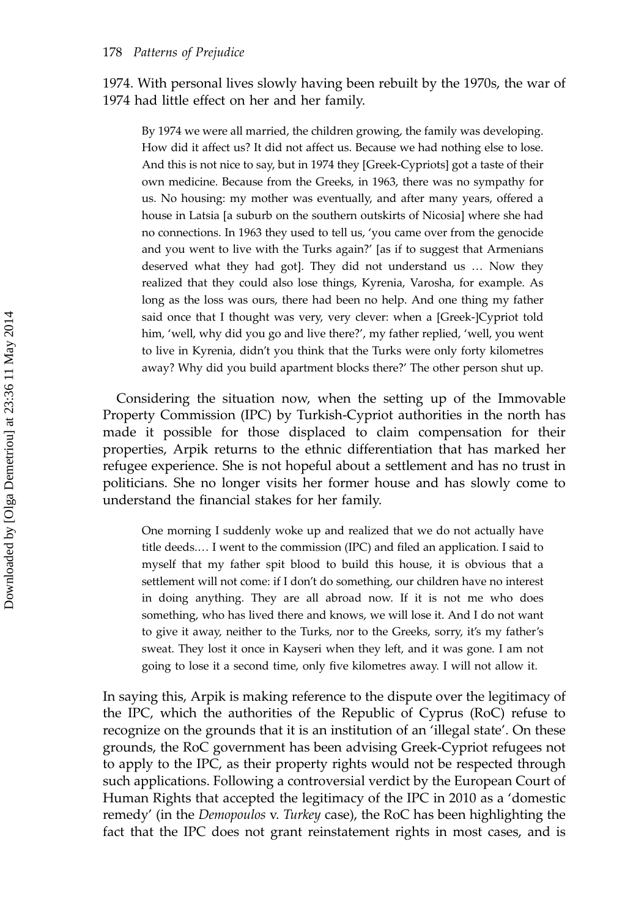1974. With personal lives slowly having been rebuilt by the 1970s, the war of 1974 had little effect on her and her family.

> By 1974 we were all married, the children growing, the family was developing. How did it affect us? It did not affect us. Because we had nothing else to lose. And this is not nice to say, but in 1974 they [Greek-Cypriots] got a taste of their own medicine. Because from the Greeks, in 1963, there was no sympathy for us. No housing: my mother was eventually, and after many years, offered a house in Latsia [a suburb on the southern outskirts of Nicosia] where she had no connections. In 1963 they used to tell us, 'you came over from the genocide and you went to live with the Turks again?' [as if to suggest that Armenians deserved what they had got]. They did not understand us … Now they realized that they could also lose things, Kyrenia, Varosha, for example. As long as the loss was ours, there had been no help. And one thing my father said once that I thought was very, very clever: when a [Greek-]Cypriot told him, 'well, why did you go and live there?', my father replied, 'well, you went to live in Kyrenia, didn't you think that the Turks were only forty kilometres away? Why did you build apartment blocks there?' The other person shut up.

Considering the situation now, when the setting up of the Immovable Property Commission (IPC) by Turkish-Cypriot authorities in the north has made it possible for those displaced to claim compensation for their properties, Arpik returns to the ethnic differentiation that has marked her refugee experience. She is not hopeful about a settlement and has no trust in politicians. She no longer visits her former house and has slowly come to understand the financial stakes for her family.

> One morning I suddenly woke up and realized that we do not actually have title deeds.… I went to the commission (IPC) and filed an application. I said to myself that my father spit blood to build this house, it is obvious that a settlement will not come: if I don't do something, our children have no interest in doing anything. They are all abroad now. If it is not me who does something, who has lived there and knows, we will lose it. And I do not want to give it away, neither to the Turks, nor to the Greeks, sorry, it's my father's sweat. They lost it once in Kayseri when they left, and it was gone. I am not going to lose it a second time, only five kilometres away. I will not allow it.

In saying this, Arpik is making reference to the dispute over the legitimacy of the IPC, which the authorities of the Republic of Cyprus (RoC) refuse to recognize on the grounds that it is an institution of an 'illegal state'. On these grounds, the RoC government has been advising Greek-Cypriot refugees not to apply to the IPC, as their property rights would not be respected through such applications. Following a controversial verdict by the European Court of Human Rights that accepted the legitimacy of the IPC in 2010 as a 'domestic remedy' (in the *Demopoulos* v. *Turkey* case), the RoC has been highlighting the fact that the IPC does not grant reinstatement rights in most cases, and is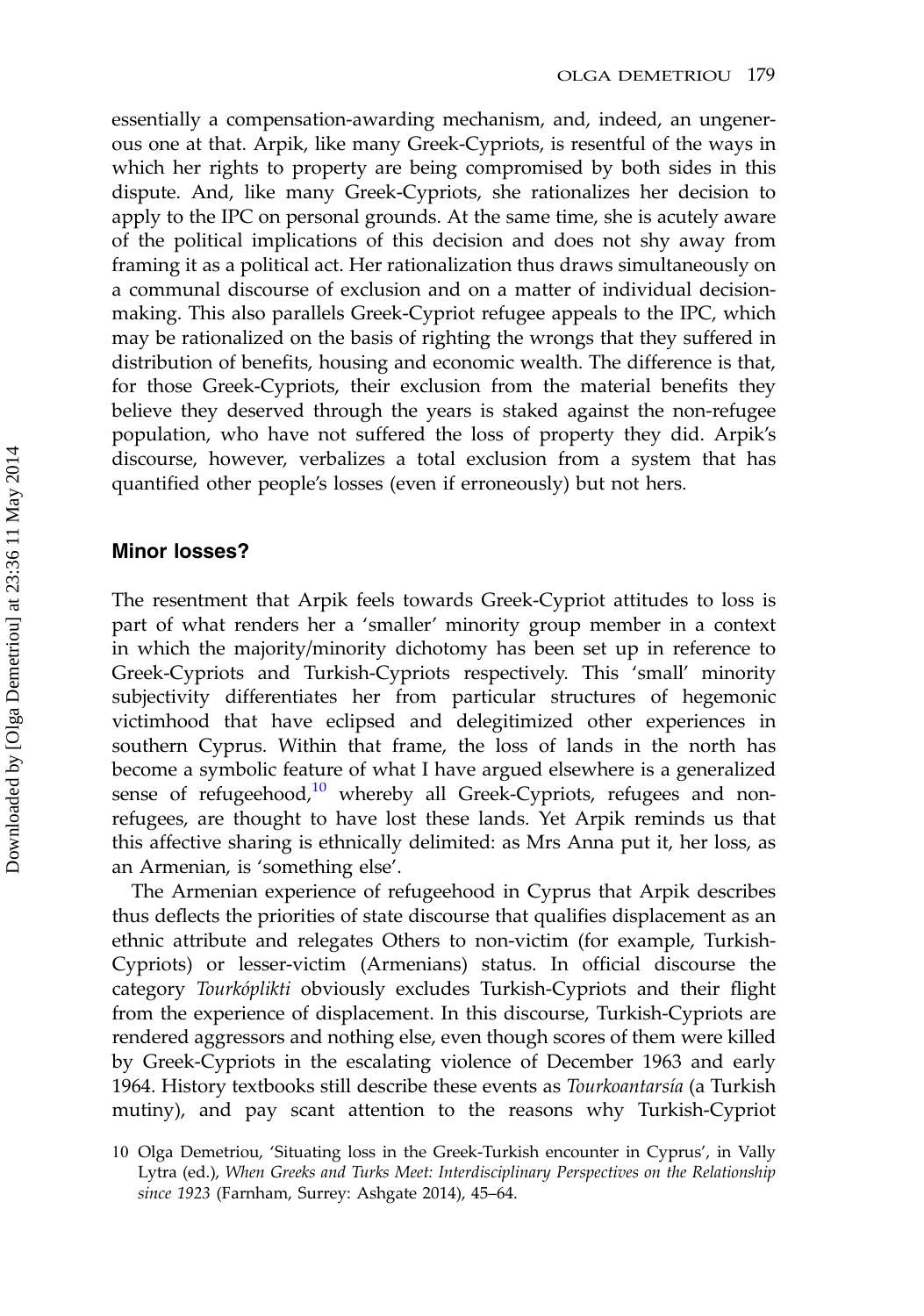essentially a compensation-awarding mechanism, and, indeed, an ungenerous one at that. Arpik, like many Greek-Cypriots, is resentful of the ways in which her rights to property are being compromised by both sides in this dispute. And, like many Greek-Cypriots, she rationalizes her decision to apply to the IPC on personal grounds. At the same time, she is acutely aware of the political implications of this decision and does not shy away from framing it as a political act. Her rationalization thus draws simultaneously on a communal discourse of exclusion and on a matter of individual decision-making. This also parallels Greek-Cypriot refugee appeals to the IPC, which may be rationalized on the basis of righting the wrongs that they suffered in distribution of benefits, housing and economic wealth. The difference is that, for those Greek-Cypriots, their exclusion from the material benefits they believe they deserved through the years is staked against the non-refugee population, who have not suffered the loss of property they did. Arpik's discourse, however, verbalizes a total exclusion from a system that has quantified other people's losses (even if erroneously) but not hers.

## Minor losses?

The resentment that Arpik feels towards Greek-Cypriot attitudes to loss is part of what renders her a 'smaller' minority group member in a context in which the majority/minority dichotomy has been set up in reference to Greek-Cypriots and Turkish-Cypriots respectively. This 'small' minority subjectivity differentiates her from particular structures of hegemonic victimhood that have eclipsed and delegitimized other experiences in southern Cyprus. Within that frame, the loss of lands in the north has become a symbolic feature of what I have argued elsewhere is a generalized sense of refugeehood,[10] whereby all Greek-Cypriots, refugees and non-refugees, are thought to have lost these lands. Yet Arpik reminds us that this affective sharing is ethnically delimited: as Mrs Anna put it, her loss, as an Armenian, is 'something else'.

The Armenian experience of refugeehood in Cyprus that Arpik describes thus deflects the priorities of state discourse that qualifies displacement as an ethnic attribute and relegates Others to non-victim (for example, Turkish-Cypriots) or lesser-victim (Armenians) status. In official discourse the category *Tourkóplikti* obviously excludes Turkish-Cypriots and their flight from the experience of displacement. In this discourse, Turkish-Cypriots are rendered aggressors and nothing else, even though scores of them were killed by Greek-Cypriots in the escalating violence of December 1963 and early 1964. History textbooks still describe these events as *Tourkoantarsía* (a Turkish mutiny), and pay scant attention to the reasons why Turkish-Cypriot

10 Olga Demetriou, 'Situating loss in the Greek-Turkish encounter in Cyprus', in Vally Lytra (ed.), *When Greeks and Turks Meet: Interdisciplinary Perspectives on the Relationship since 1923* (Farnham, Surrey: Ashgate 2014), 45–64.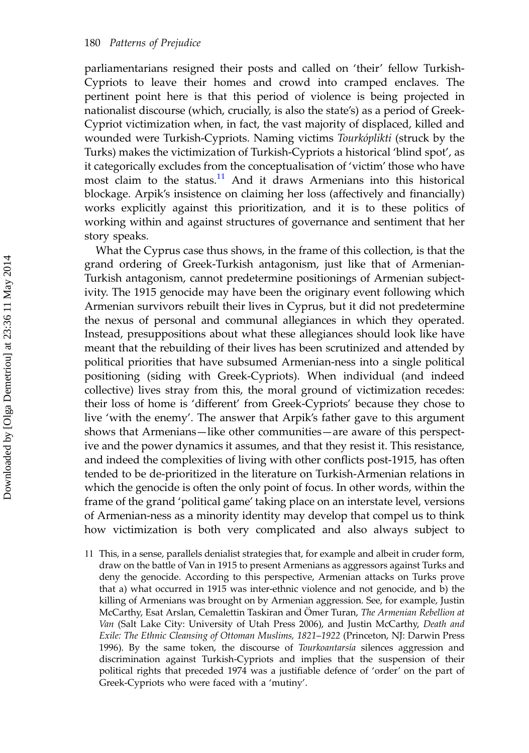parliamentarians resigned their posts and called on 'their' fellow Turkish-Cypriots to leave their homes and crowd into cramped enclaves. The pertinent point here is that this period of violence is being projected in nationalist discourse (which, crucially, is also the state's) as a period of Greek-Cypriot victimization when, in fact, the vast majority of displaced, killed and wounded were Turkish-Cypriots. Naming victims *Tourkóplikti* (struck by the Turks) makes the victimization of Turkish-Cypriots a historical 'blind spot', as it categorically excludes from the conceptualisation of 'victim' those who have most claim to the status.[11] And it draws Armenians into this historical blockage. Arpik's insistence on claiming her loss (affectively and financially) works explicitly against this prioritization, and it is to these politics of working within and against structures of governance and sentiment that her story speaks.

What the Cyprus case thus shows, in the frame of this collection, is that the grand ordering of Greek-Turkish antagonism, just like that of Armenian-Turkish antagonism, cannot predetermine positionings of Armenian subjectivity. The 1915 genocide may have been the originary event following which Armenian survivors rebuilt their lives in Cyprus, but it did not predetermine the nexus of personal and communal allegiances in which they operated. Instead, presuppositions about what these allegiances should look like have meant that the rebuilding of their lives has been scrutinized and attended by political priorities that have subsumed Armenian-ness into a single political positioning (siding with Greek-Cypriots). When individual (and indeed collective) lives stray from this, the moral ground of victimization recedes: their loss of home is 'different' from Greek-Cypriots' because they chose to live 'with the enemy'. The answer that Arpik's father gave to this argument shows that Armenians—like other communities—are aware of this perspective and the power dynamics it assumes, and that they resist it. This resistance, and indeed the complexities of living with other conflicts post-1915, has often tended to be de-prioritized in the literature on Turkish-Armenian relations in which the genocide is often the only point of focus. In other words, within the frame of the grand 'political game' taking place on an interstate level, versions of Armenian-ness as a minority identity may develop that compel us to think how victimization is both very complicated and also always subject to

11 This, in a sense, parallels denialist strategies that, for example and albeit in cruder form, draw on the battle of Van in 1915 to present Armenians as aggressors against Turks and deny the genocide. According to this perspective, Armenian attacks on Turks prove that a) what occurred in 1915 was inter-ethnic violence and not genocide, and b) the killing of Armenians was brought on by Armenian aggression. See, for example, Justin McCarthy, Esat Arslan, Cemalettin Taskiran and Ömer Turan, *The Armenian Rebellion at Van* (Salt Lake City: University of Utah Press 2006), and Justin McCarthy, *Death and Exile: The Ethnic Cleansing of Ottoman Muslims, 1821–1922* (Princeton, NJ: Darwin Press 1996). By the same token, the discourse of *Tourkoantarsía* silences aggression and discrimination against Turkish-Cypriots and implies that the suspension of their political rights that preceded 1974 was a justifiable defence of 'order' on the part of Greek-Cypriots who were faced with a 'mutiny'.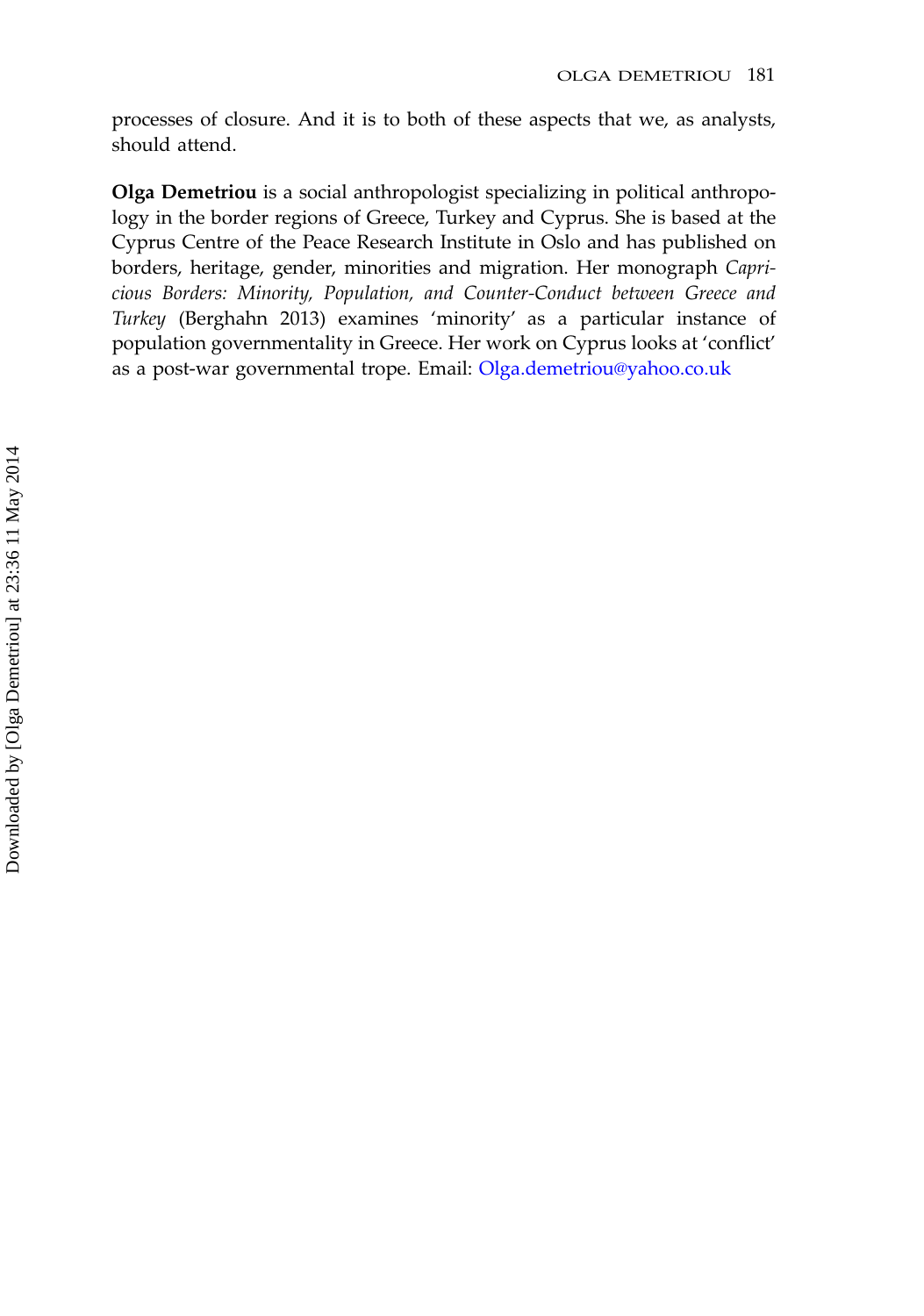processes of closure. And it is to both of these aspects that we, as analysts, should attend.

**Olga Demetriou** is a social anthropologist specializing in political anthropology in the border regions of Greece, Turkey and Cyprus. She is based at the Cyprus Centre of the Peace Research Institute in Oslo and has published on borders, heritage, gender, minorities and migration. Her monograph *Capricious Borders: Minority, Population, and Counter-Conduct between Greece and Turkey* (Berghahn 2013) examines 'minority' as a particular instance of population governmentality in Greece. Her work on Cyprus looks at 'conflict' as a post-war governmental trope. Email: Olga.demetriou@yahoo.co.uk